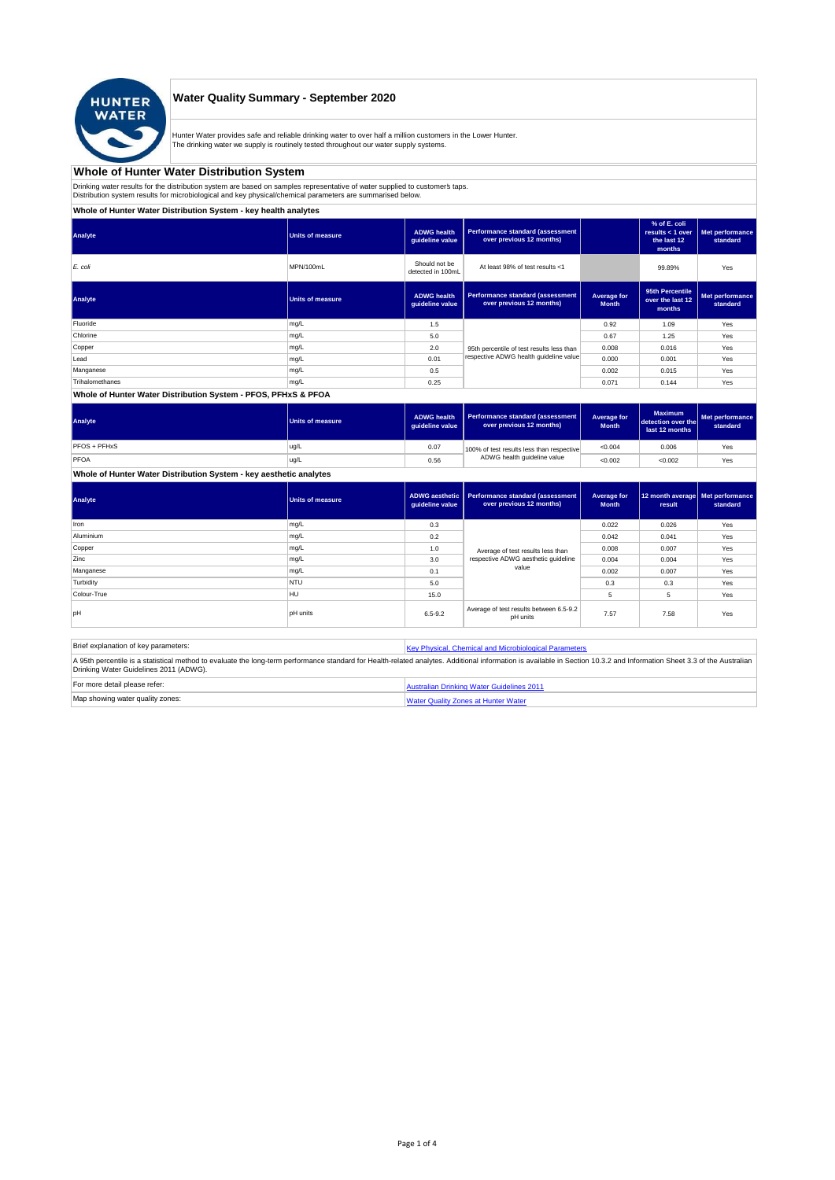# Water Quality Summary - September 2020

Hunter Water provides safe and reliable drinking water to over half a million customers in the Lower Hunter.
The drinking water we supply is routinely tested throughout our water supply systems.

## Whole of Hunter Water Distribution System

Drinking water results for the distribution system are based on samples representative of water supplied to customer's taps.
Distribution system results for microbiological and key physical/chemical parameters are summarised below.

### Whole of Hunter Water Distribution System - key health analytes

| Analyte | Units of measure | ADWG health guideline value | Performance standard (assessment over previous 12 months) | | % of E. coli results < 1 over the last 12 months | Met performance standard |
|---|---|---|---|---|---|---|
| *E. coli* | MPN/100mL | Should not be detected in 100mL | At least 98% of test results <1 | | 99.89% | Yes |

| Analyte | Units of measure | ADWG health guideline value | Performance standard (assessment over previous 12 months) | Average for Month | 95th Percentile over the last 12 months | Met performance standard |
|---|---|---|---|---|---|---|
| Fluoride | mg/L | 1.5 | 95th percentile of test results less than respective ADWG health guideline value | 0.92 | 1.09 | Yes |
| Chlorine | mg/L | 5.0 | | 0.67 | 1.25 | Yes |
| Copper | mg/L | 2.0 | | 0.008 | 0.016 | Yes |
| Lead | mg/L | 0.01 | | 0.000 | 0.001 | Yes |
| Manganese | mg/L | 0.5 | | 0.002 | 0.015 | Yes |
| Trihalomethanes | mg/L | 0.25 | | 0.071 | 0.144 | Yes |

### Whole of Hunter Water Distribution System - PFOS, PFHxS & PFOA

| Analyte | Units of measure | ADWG health guideline value | Performance standard (assessment over previous 12 months) | Average for Month | Maximum detection over the last 12 months | Met performance standard |
|---|---|---|---|---|---|---|
| PFOS + PFHxS | ug/L | 0.07 | 100% of test results less than respective ADWG health guideline value | <0.004 | 0.006 | Yes |
| PFOA | ug/L | 0.56 | | <0.002 | <0.002 | Yes |

### Whole of Hunter Water Distribution System - key aesthetic analytes

| Analyte | Units of measure | ADWG aesthetic guideline value | Performance standard (assessment over previous 12 months) | Average for Month | 12 month average result | Met performance standard |
|---|---|---|---|---|---|---|
| Iron | mg/L | 0.3 | Average of test results less than respective ADWG aesthetic guideline value | 0.022 | 0.026 | Yes |
| Aluminium | mg/L | 0.2 | | 0.042 | 0.041 | Yes |
| Copper | mg/L | 1.0 | | 0.008 | 0.007 | Yes |
| Zinc | mg/L | 3.0 | | 0.004 | 0.004 | Yes |
| Manganese | mg/L | 0.1 | | 0.002 | 0.007 | Yes |
| Turbidity | NTU | 5.0 | | 0.3 | 0.3 | Yes |
| Colour-True | HU | 15.0 | | 5 | 5 | Yes |
| pH | pH units | 6.5-9.2 | Average of test results between 6.5-9.2 pH units | 7.57 | 7.58 | Yes |

| Brief explanation of key parameters: | [Key Physical, Chemical and Microbiological Parameters] |
|---|---|

A 95th percentile is a statistical method to evaluate the long-term performance standard for Health-related analytes. Additional information is available in Section 10.3.2 and Information Sheet 3.3 of the Australian Drinking Water Guidelines 2011 (ADWG).

| For more detail please refer: | [Australian Drinking Water Guidelines 2011] |
|---|---|
| Map showing water quality zones: | [Water Quality Zones at Hunter Water] |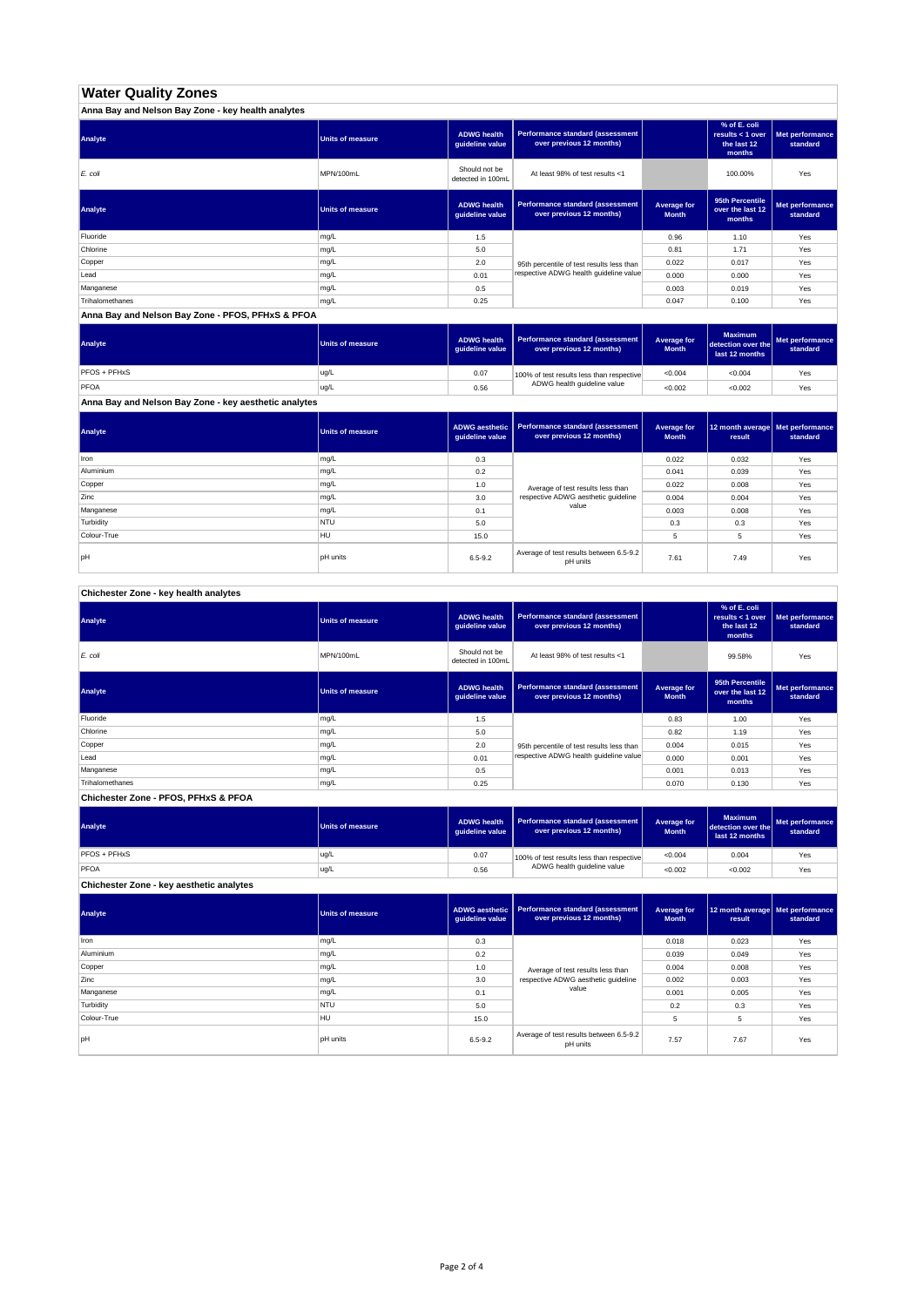# Water Quality Zones

## Anna Bay and Nelson Bay Zone - key health analytes

| Analyte | Units of measure | ADWG health guideline value | Performance standard (assessment over previous 12 months) | | % of E. coli results < 1 over the last 12 months | Met performance standard |
|---|---|---|---|---|---|---|
| *E. coli* | MPN/100mL | Should not be detected in 100mL | At least 98% of test results <1 | | 100.00% | Yes |

| Analyte | Units of measure | ADWG health guideline value | Performance standard (assessment over previous 12 months) | Average for Month | 95th Percentile over the last 12 months | Met performance standard |
|---|---|---|---|---|---|---|
| Fluoride | mg/L | 1.5 | 95th percentile of test results less than respective ADWG health guideline value | 0.96 | 1.10 | Yes |
| Chlorine | mg/L | 5.0 | | 0.81 | 1.71 | Yes |
| Copper | mg/L | 2.0 | | 0.022 | 0.017 | Yes |
| Lead | mg/L | 0.01 | | 0.000 | 0.000 | Yes |
| Manganese | mg/L | 0.5 | | 0.003 | 0.019 | Yes |
| Trihalomethanes | mg/L | 0.25 | | 0.047 | 0.100 | Yes |

## Anna Bay and Nelson Bay Zone - PFOS, PFHxS & PFOA

| Analyte | Units of measure | ADWG health guideline value | Performance standard (assessment over previous 12 months) | Average for Month | Maximum detection over the last 12 months | Met performance standard |
|---|---|---|---|---|---|---|
| PFOS + PFHxS | ug/L | 0.07 | 100% of test results less than respective ADWG health guideline value | <0.004 | <0.004 | Yes |
| PFOA | ug/L | 0.56 | | <0.002 | <0.002 | Yes |

## Anna Bay and Nelson Bay Zone - key aesthetic analytes

| Analyte | Units of measure | ADWG aesthetic guideline value | Performance standard (assessment over previous 12 months) | Average for Month | 12 month average result | Met performance standard |
|---|---|---|---|---|---|---|
| Iron | mg/L | 0.3 | Average of test results less than respective ADWG aesthetic guideline value | 0.022 | 0.032 | Yes |
| Aluminium | mg/L | 0.2 | | 0.041 | 0.039 | Yes |
| Copper | mg/L | 1.0 | | 0.022 | 0.008 | Yes |
| Zinc | mg/L | 3.0 | | 0.004 | 0.004 | Yes |
| Manganese | mg/L | 0.1 | | 0.003 | 0.008 | Yes |
| Turbidity | NTU | 5.0 | | 0.3 | 0.3 | Yes |
| Colour-True | HU | 15.0 | | 5 | 5 | Yes |
| pH | pH units | 6.5-9.2 | Average of test results between 6.5-9.2 pH units | 7.61 | 7.49 | Yes |

## Chichester Zone - key health analytes

| Analyte | Units of measure | ADWG health guideline value | Performance standard (assessment over previous 12 months) | | % of E. coli results < 1 over the last 12 months | Met performance standard |
|---|---|---|---|---|---|---|
| *E. coli* | MPN/100mL | Should not be detected in 100mL | At least 98% of test results <1 | | 99.58% | Yes |

| Analyte | Units of measure | ADWG health guideline value | Performance standard (assessment over previous 12 months) | Average for Month | 95th Percentile over the last 12 months | Met performance standard |
|---|---|---|---|---|---|---|
| Fluoride | mg/L | 1.5 | 95th percentile of test results less than respective ADWG health guideline value | 0.83 | 1.00 | Yes |
| Chlorine | mg/L | 5.0 | | 0.82 | 1.19 | Yes |
| Copper | mg/L | 2.0 | | 0.004 | 0.015 | Yes |
| Lead | mg/L | 0.01 | | 0.000 | 0.001 | Yes |
| Manganese | mg/L | 0.5 | | 0.001 | 0.013 | Yes |
| Trihalomethanes | mg/L | 0.25 | | 0.070 | 0.130 | Yes |

## Chichester Zone - PFOS, PFHxS & PFOA

| Analyte | Units of measure | ADWG health guideline value | Performance standard (assessment over previous 12 months) | Average for Month | Maximum detection over the last 12 months | Met performance standard |
|---|---|---|---|---|---|---|
| PFOS + PFHxS | ug/L | 0.07 | 100% of test results less than respective ADWG health guideline value | <0.004 | 0.004 | Yes |
| PFOA | ug/L | 0.56 | | <0.002 | <0.002 | Yes |

## Chichester Zone - key aesthetic analytes

| Analyte | Units of measure | ADWG aesthetic guideline value | Performance standard (assessment over previous 12 months) | Average for Month | 12 month average result | Met performance standard |
|---|---|---|---|---|---|---|
| Iron | mg/L | 0.3 | Average of test results less than respective ADWG aesthetic guideline value | 0.018 | 0.023 | Yes |
| Aluminium | mg/L | 0.2 | | 0.039 | 0.049 | Yes |
| Copper | mg/L | 1.0 | | 0.004 | 0.008 | Yes |
| Zinc | mg/L | 3.0 | | 0.002 | 0.003 | Yes |
| Manganese | mg/L | 0.1 | | 0.001 | 0.005 | Yes |
| Turbidity | NTU | 5.0 | | 0.2 | 0.3 | Yes |
| Colour-True | HU | 15.0 | | 5 | 5 | Yes |
| pH | pH units | 6.5-9.2 | Average of test results between 6.5-9.2 pH units | 7.57 | 7.67 | Yes |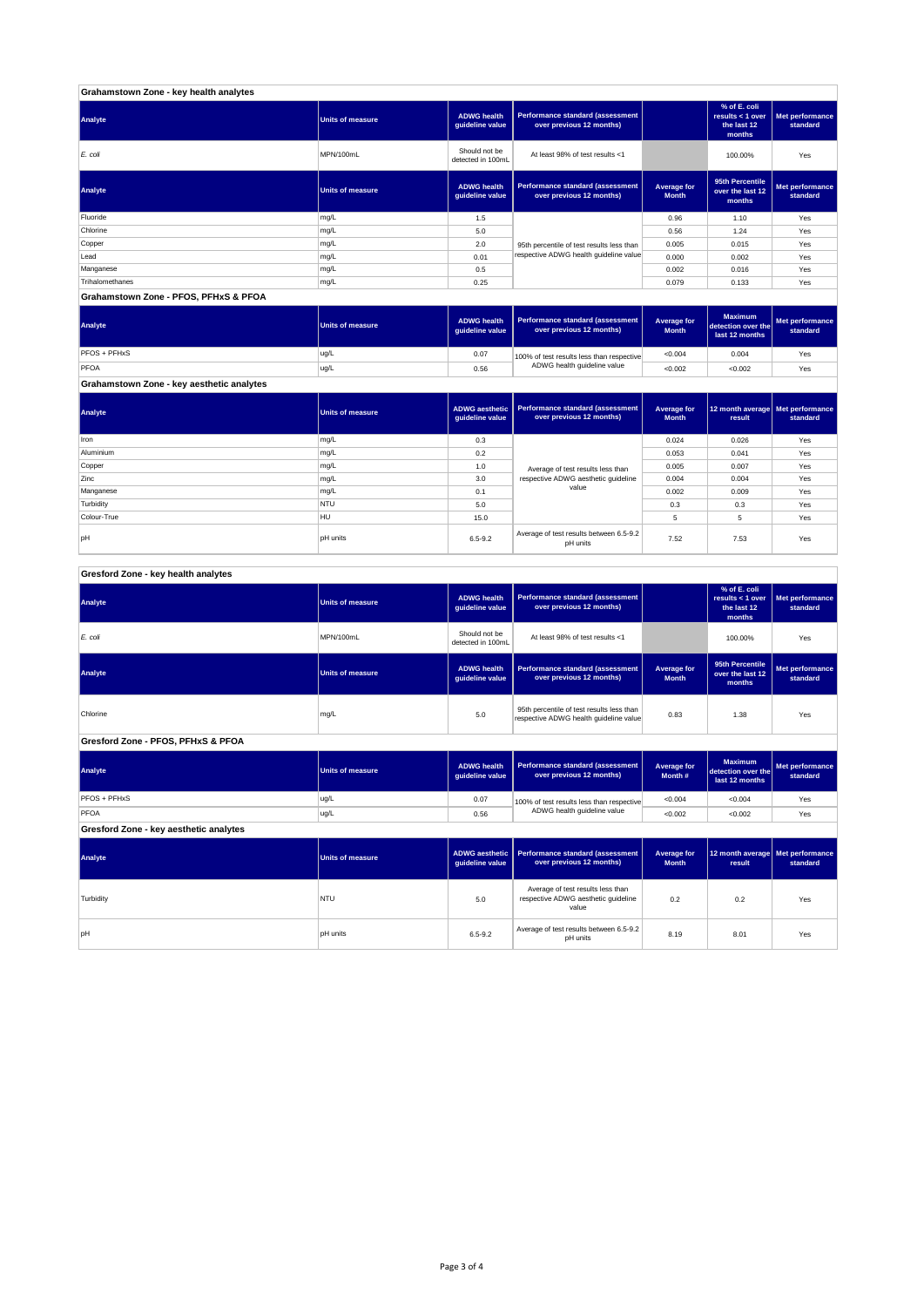### Grahamstown Zone - key health analytes

| Analyte | Units of measure | ADWG health guideline value | Performance standard (assessment over previous 12 months) | | % of E. coli results < 1 over the last 12 months | Met performance standard |
|---|---|---|---|---|---|---|
| *E. coli* | MPN/100mL | Should not be detected in 100mL | At least 98% of test results <1 | | 100.00% | Yes |

| Analyte | Units of measure | ADWG health guideline value | Performance standard (assessment over previous 12 months) | Average for Month | 95th Percentile over the last 12 months | Met performance standard |
|---|---|---|---|---|---|---|
| Fluoride | mg/L | 1.5 | 95th percentile of test results less than respective ADWG health guideline value | 0.96 | 1.10 | Yes |
| Chlorine | mg/L | 5.0 | | 0.56 | 1.24 | Yes |
| Copper | mg/L | 2.0 | | 0.005 | 0.015 | Yes |
| Lead | mg/L | 0.01 | | 0.000 | 0.002 | Yes |
| Manganese | mg/L | 0.5 | | 0.002 | 0.016 | Yes |
| Trihalomethanes | mg/L | 0.25 | | 0.079 | 0.133 | Yes |

### Grahamstown Zone - PFOS, PFHxS & PFOA

| Analyte | Units of measure | ADWG health guideline value | Performance standard (assessment over previous 12 months) | Average for Month | Maximum detection over the last 12 months | Met performance standard |
|---|---|---|---|---|---|---|
| PFOS + PFHxS | ug/L | 0.07 | 100% of test results less than respective ADWG health guideline value | <0.004 | 0.004 | Yes |
| PFOA | ug/L | 0.56 | | <0.002 | <0.002 | Yes |

### Grahamstown Zone - key aesthetic analytes

| Analyte | Units of measure | ADWG aesthetic guideline value | Performance standard (assessment over previous 12 months) | Average for Month | 12 month average result | Met performance standard |
|---|---|---|---|---|---|---|
| Iron | mg/L | 0.3 | Average of test results less than respective ADWG aesthetic guideline value | 0.024 | 0.026 | Yes |
| Aluminium | mg/L | 0.2 | | 0.053 | 0.041 | Yes |
| Copper | mg/L | 1.0 | | 0.005 | 0.007 | Yes |
| Zinc | mg/L | 3.0 | | 0.004 | 0.004 | Yes |
| Manganese | mg/L | 0.1 | | 0.002 | 0.009 | Yes |
| Turbidity | NTU | 5.0 | | 0.3 | 0.3 | Yes |
| Colour-True | HU | 15.0 | | 5 | 5 | Yes |
| pH | pH units | 6.5-9.2 | Average of test results between 6.5-9.2 pH units | 7.52 | 7.53 | Yes |

### Gresford Zone - key health analytes

| Analyte | Units of measure | ADWG health guideline value | Performance standard (assessment over previous 12 months) | | % of E. coli results < 1 over the last 12 months | Met performance standard |
|---|---|---|---|---|---|---|
| *E. coli* | MPN/100mL | Should not be detected in 100mL | At least 98% of test results <1 | | 100.00% | Yes |

| Analyte | Units of measure | ADWG health guideline value | Performance standard (assessment over previous 12 months) | Average for Month | 95th Percentile over the last 12 months | Met performance standard |
|---|---|---|---|---|---|---|
| Chlorine | mg/L | 5.0 | 95th percentile of test results less than respective ADWG health guideline value | 0.83 | 1.38 | Yes |

### Gresford Zone - PFOS, PFHxS & PFOA

| Analyte | Units of measure | ADWG health guideline value | Performance standard (assessment over previous 12 months) | Average for Month # | Maximum detection over the last 12 months | Met performance standard |
|---|---|---|---|---|---|---|
| PFOS + PFHxS | ug/L | 0.07 | 100% of test results less than respective ADWG health guideline value | <0.004 | <0.004 | Yes |
| PFOA | ug/L | 0.56 | | <0.002 | <0.002 | Yes |

### Gresford Zone - key aesthetic analytes

| Analyte | Units of measure | ADWG aesthetic guideline value | Performance standard (assessment over previous 12 months) | Average for Month | 12 month average result | Met performance standard |
|---|---|---|---|---|---|---|
| Turbidity | NTU | 5.0 | Average of test results less than respective ADWG aesthetic guideline value | 0.2 | 0.2 | Yes |
| pH | pH units | 6.5-9.2 | Average of test results between 6.5-9.2 pH units | 8.19 | 8.01 | Yes |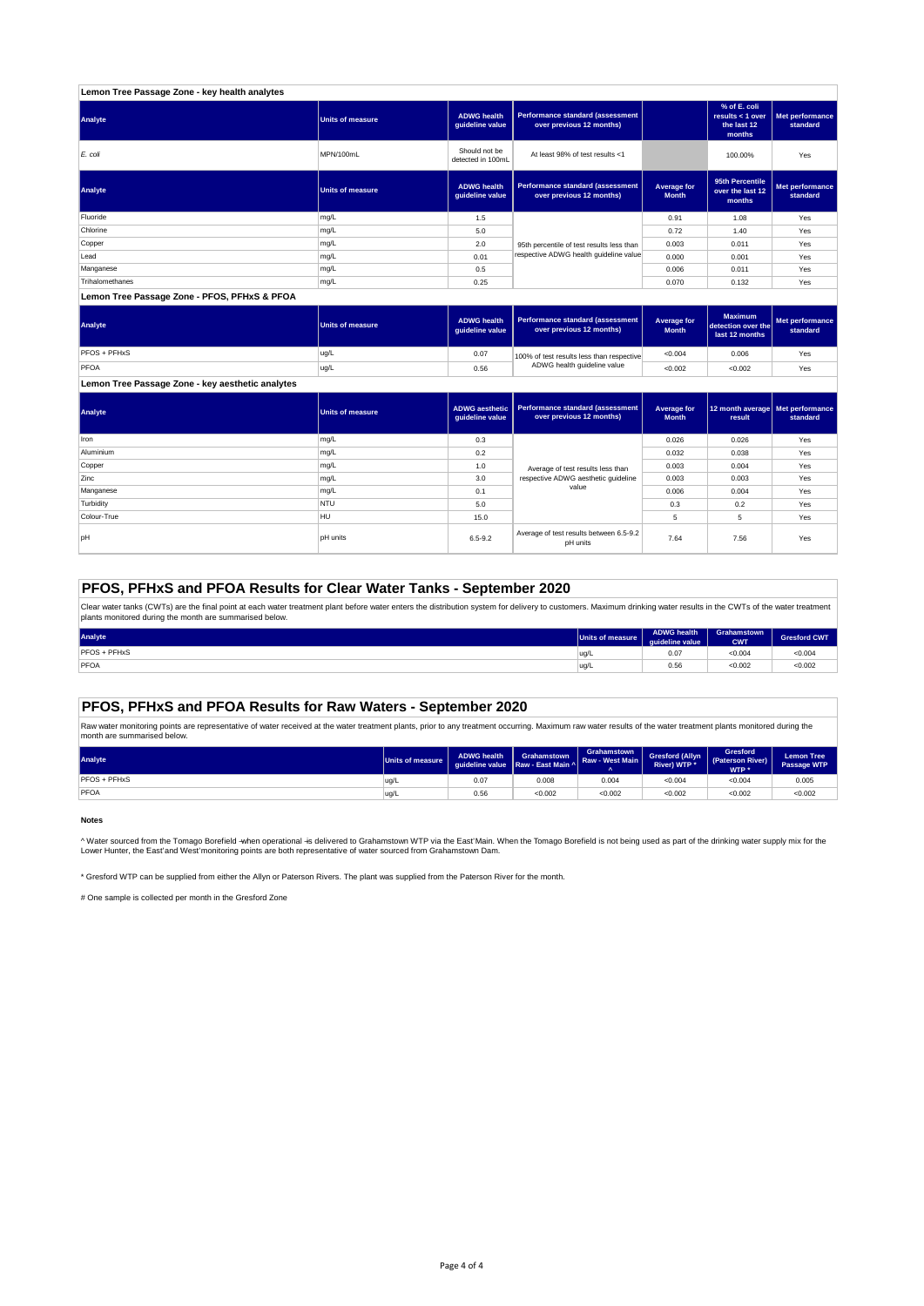## Lemon Tree Passage Zone - key health analytes

| Analyte | Units of measure | ADWG health guideline value | Performance standard (assessment over previous 12 months) | | % of E. coli results < 1 over the last 12 months | Met performance standard |
|---|---|---|---|---|---|---|
| *E. coli* | MPN/100mL | Should not be detected in 100mL | At least 98% of test results <1 | | 100.00% | Yes |

| Analyte | Units of measure | ADWG health guideline value | Performance standard (assessment over previous 12 months) | Average for Month | 95th Percentile over the last 12 months | Met performance standard |
|---|---|---|---|---|---|---|
| Fluoride | mg/L | 1.5 | 95th percentile of test results less than respective ADWG health guideline value | 0.91 | 1.08 | Yes |
| Chlorine | mg/L | 5.0 | | 0.72 | 1.40 | Yes |
| Copper | mg/L | 2.0 | | 0.003 | 0.011 | Yes |
| Lead | mg/L | 0.01 | | 0.000 | 0.001 | Yes |
| Manganese | mg/L | 0.5 | | 0.006 | 0.011 | Yes |
| Trihalomethanes | mg/L | 0.25 | | 0.070 | 0.132 | Yes |

## Lemon Tree Passage Zone - PFOS, PFHxS & PFOA

| Analyte | Units of measure | ADWG health guideline value | Performance standard (assessment over previous 12 months) | Average for Month | Maximum detection over the last 12 months | Met performance standard |
|---|---|---|---|---|---|---|
| PFOS + PFHxS | ug/L | 0.07 | 100% of test results less than respective ADWG health guideline value | <0.004 | 0.006 | Yes |
| PFOA | ug/L | 0.56 | | <0.002 | <0.002 | Yes |

## Lemon Tree Passage Zone - key aesthetic analytes

| Analyte | Units of measure | ADWG aesthetic guideline value | Performance standard (assessment over previous 12 months) | Average for Month | 12 month average result | Met performance standard |
|---|---|---|---|---|---|---|
| Iron | mg/L | 0.3 | Average of test results less than respective ADWG aesthetic guideline value | 0.026 | 0.026 | Yes |
| Aluminium | mg/L | 0.2 | | 0.032 | 0.038 | Yes |
| Copper | mg/L | 1.0 | | 0.003 | 0.004 | Yes |
| Zinc | mg/L | 3.0 | | 0.003 | 0.003 | Yes |
| Manganese | mg/L | 0.1 | | 0.006 | 0.004 | Yes |
| Turbidity | NTU | 5.0 | | 0.3 | 0.2 | Yes |
| Colour-True | HU | 15.0 | | 5 | 5 | Yes |
| pH | pH units | 6.5-9.2 | Average of test results between 6.5-9.2 pH units | 7.64 | 7.56 | Yes |

## PFOS, PFHxS and PFOA Results for Clear Water Tanks - September 2020

Clear water tanks (CWTs) are the final point at each water treatment plant before water enters the distribution system for delivery to customers. Maximum drinking water results in the CWTs of the water treatment plants monitored during the month are summarised below.

| Analyte | Units of measure | ADWG health guideline value | Grahamstown CWT | Gresford CWT |
|---|---|---|---|---|
| PFOS + PFHxS | ug/L | 0.07 | <0.004 | <0.004 |
| PFOA | ug/L | 0.56 | <0.002 | <0.002 |

## PFOS, PFHxS and PFOA Results for Raw Waters - September 2020

Raw water monitoring points are representative of water received at the water treatment plants, prior to any treatment occurring. Maximum raw water results of the water treatment plants monitored during the month are summarised below.

| Analyte | Units of measure | ADWG health guideline value | Grahamstown Raw - East Main ^ | Grahamstown Raw - West Main ^ | Gresford (Allyn River) WTP * | Gresford (Paterson River) WTP * | Lemon Tree Passage WTP |
|---|---|---|---|---|---|---|---|
| PFOS + PFHxS | ug/L | 0.07 | 0.008 | 0.004 | <0.004 | <0.004 | 0.005 |
| PFOA | ug/L | 0.56 | <0.002 | <0.002 | <0.002 | <0.002 | <0.002 |

**Notes**

^ Water sourced from the Tomago Borefield -when operational -is delivered to Grahamstown WTP via the East'Main. When the Tomago Borefield is not being used as part of the drinking water supply mix for the Lower Hunter, the East'and West'monitoring points are both representative of water sourced from Grahamstown Dam.

* Gresford WTP can be supplied from either the Allyn or Paterson Rivers. The plant was supplied from the Paterson River for the month.

# One sample is collected per month in the Gresford Zone